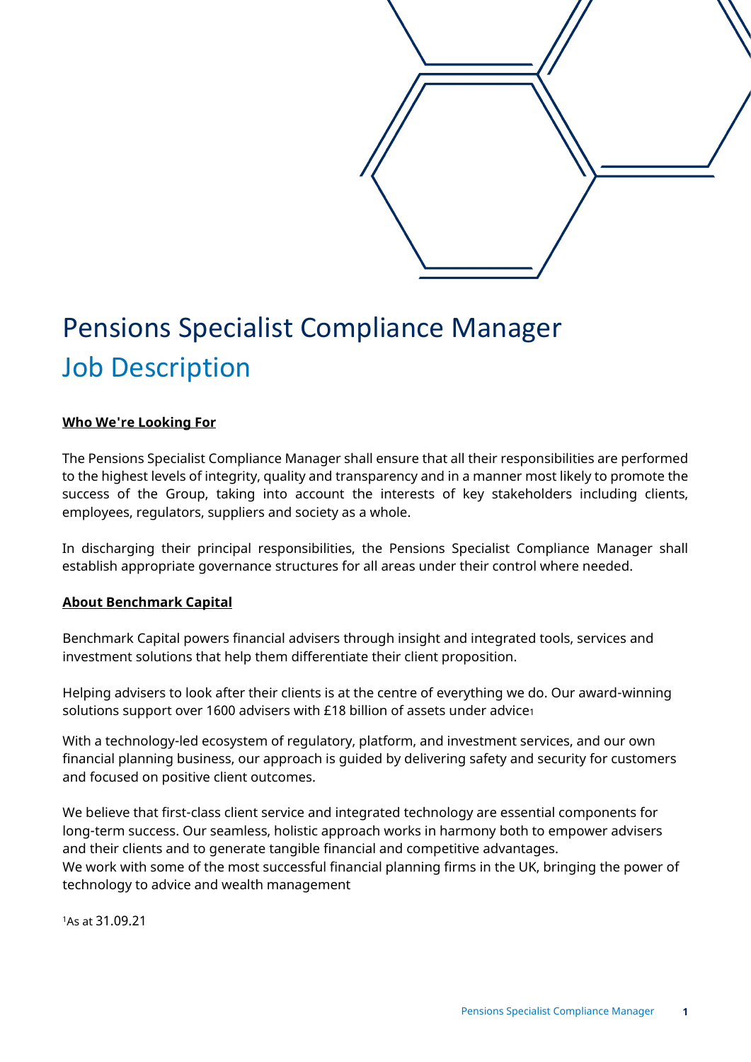# Pensions Specialist Compliance Manager

## Job Description

**Who We're Looking For**

The Pensions Specialist Compliance Manager shall ensure that all their responsibilities are performed to the highest levels of integrity, quality and transparency and in a manner most likely to promote the success of the Group, taking into account the interests of key stakeholders including clients, employees, regulators, suppliers and society as a whole.

In discharging their principal responsibilities, the Pensions Specialist Compliance Manager shall establish appropriate governance structures for all areas under their control where needed.

**About Benchmark Capital**

Benchmark Capital powers financial advisers through insight and integrated tools, services and investment solutions that help them differentiate their client proposition.

Helping advisers to look after their clients is at the centre of everything we do. Our award-winning solutions support over 1600 advisers with £18 billion of assets under advice[1]

With a technology-led ecosystem of regulatory, platform, and investment services, and our own financial planning business, our approach is guided by delivering safety and security for customers and focused on positive client outcomes.

We believe that first-class client service and integrated technology are essential components for long-term success. Our seamless, holistic approach works in harmony both to empower advisers and their clients and to generate tangible financial and competitive advantages.
We work with some of the most successful financial planning firms in the UK, bringing the power of technology to advice and wealth management

[1]As at 31.09.21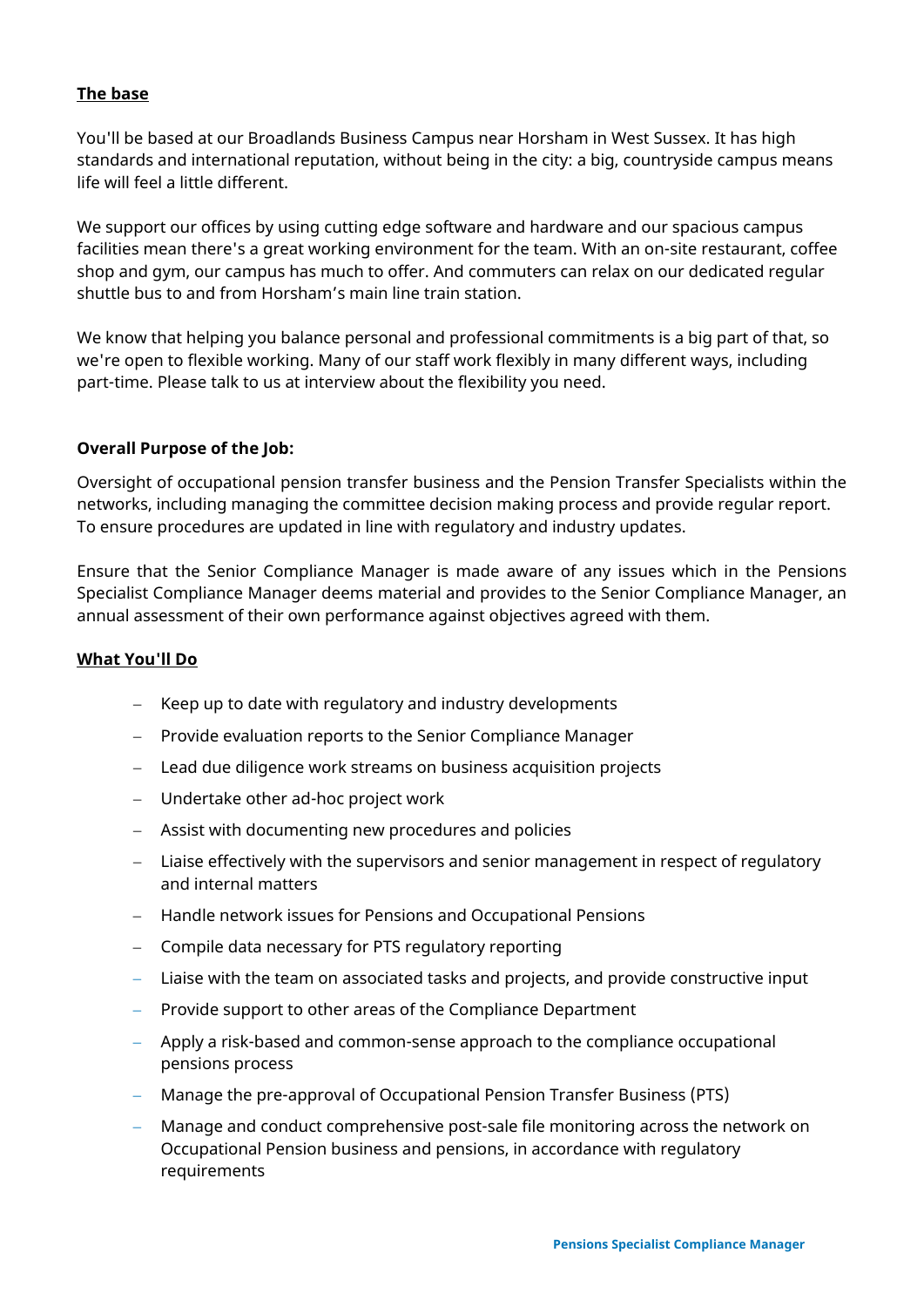**The base**

You'll be based at our Broadlands Business Campus near Horsham in West Sussex. It has high standards and international reputation, without being in the city: a big, countryside campus means life will feel a little different.

We support our offices by using cutting edge software and hardware and our spacious campus facilities mean there's a great working environment for the team. With an on-site restaurant, coffee shop and gym, our campus has much to offer. And commuters can relax on our dedicated regular shuttle bus to and from Horsham's main line train station.

We know that helping you balance personal and professional commitments is a big part of that, so we're open to flexible working. Many of our staff work flexibly in many different ways, including part-time. Please talk to us at interview about the flexibility you need.

**Overall Purpose of the Job:**

Oversight of occupational pension transfer business and the Pension Transfer Specialists within the networks, including managing the committee decision making process and provide regular report. To ensure procedures are updated in line with regulatory and industry updates.

Ensure that the Senior Compliance Manager is made aware of any issues which in the Pensions Specialist Compliance Manager deems material and provides to the Senior Compliance Manager, an annual assessment of their own performance against objectives agreed with them.

**What You'll Do**

- Keep up to date with regulatory and industry developments
- Provide evaluation reports to the Senior Compliance Manager
- Lead due diligence work streams on business acquisition projects
- Undertake other ad-hoc project work
- Assist with documenting new procedures and policies
- Liaise effectively with the supervisors and senior management in respect of regulatory and internal matters
- Handle network issues for Pensions and Occupational Pensions
- Compile data necessary for PTS regulatory reporting
- Liaise with the team on associated tasks and projects, and provide constructive input
- Provide support to other areas of the Compliance Department
- Apply a risk-based and common-sense approach to the compliance occupational pensions process
- Manage the pre-approval of Occupational Pension Transfer Business (PTS)
- Manage and conduct comprehensive post-sale file monitoring across the network on Occupational Pension business and pensions, in accordance with regulatory requirements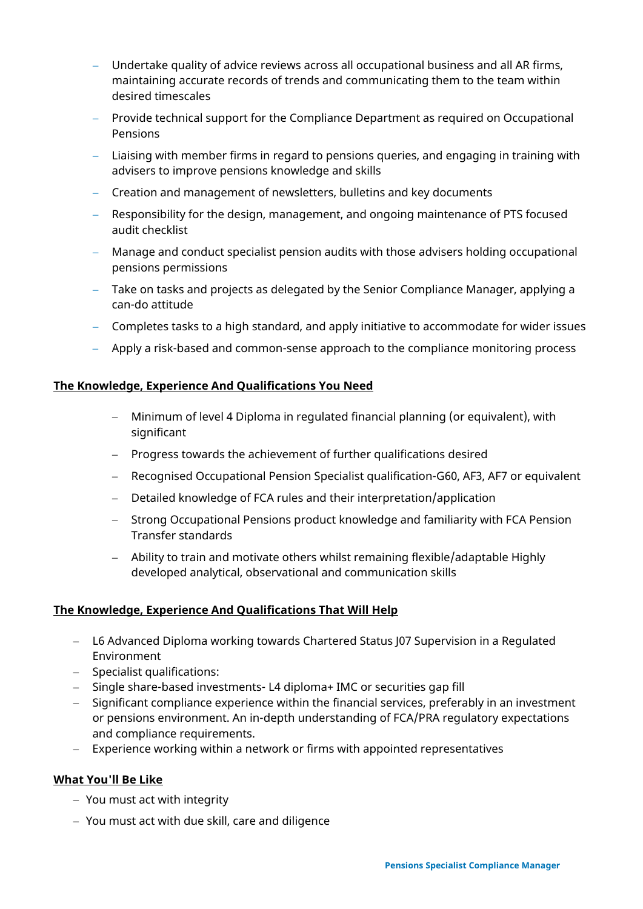- Undertake quality of advice reviews across all occupational business and all AR firms, maintaining accurate records of trends and communicating them to the team within desired timescales
- Provide technical support for the Compliance Department as required on Occupational Pensions
- Liaising with member firms in regard to pensions queries, and engaging in training with advisers to improve pensions knowledge and skills
- Creation and management of newsletters, bulletins and key documents
- Responsibility for the design, management, and ongoing maintenance of PTS focused audit checklist
- Manage and conduct specialist pension audits with those advisers holding occupational pensions permissions
- Take on tasks and projects as delegated by the Senior Compliance Manager, applying a can-do attitude
- Completes tasks to a high standard, and apply initiative to accommodate for wider issues
- Apply a risk-based and common-sense approach to the compliance monitoring process

**The Knowledge, Experience And Qualifications You Need**

- Minimum of level 4 Diploma in regulated financial planning (or equivalent), with significant
- Progress towards the achievement of further qualifications desired
- Recognised Occupational Pension Specialist qualification-G60, AF3, AF7 or equivalent
- Detailed knowledge of FCA rules and their interpretation/application
- Strong Occupational Pensions product knowledge and familiarity with FCA Pension Transfer standards
- Ability to train and motivate others whilst remaining flexible/adaptable Highly developed analytical, observational and communication skills

**The Knowledge, Experience And Qualifications That Will Help**

- L6 Advanced Diploma working towards Chartered Status J07 Supervision in a Regulated Environment
- Specialist qualifications:
- Single share-based investments- L4 diploma+ IMC or securities gap fill
- Significant compliance experience within the financial services, preferably in an investment or pensions environment. An in-depth understanding of FCA/PRA regulatory expectations and compliance requirements.
- Experience working within a network or firms with appointed representatives

**What You'll Be Like**

- You must act with integrity
- You must act with due skill, care and diligence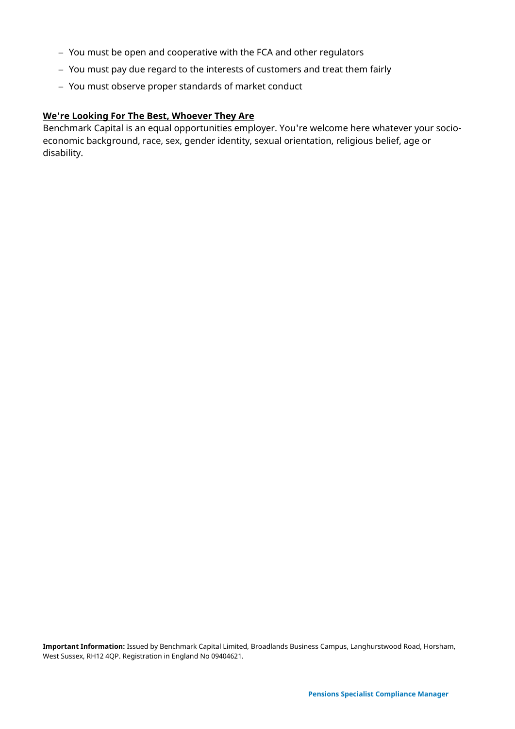- You must be open and cooperative with the FCA and other regulators
- You must pay due regard to the interests of customers and treat them fairly
- You must observe proper standards of market conduct

**We're Looking For The Best, Whoever They Are**

Benchmark Capital is an equal opportunities employer. You're welcome here whatever your socio-economic background, race, sex, gender identity, sexual orientation, religious belief, age or disability.

**Important Information:** Issued by Benchmark Capital Limited, Broadlands Business Campus, Langhurstwood Road, Horsham, West Sussex, RH12 4QP. Registration in England No 09404621.